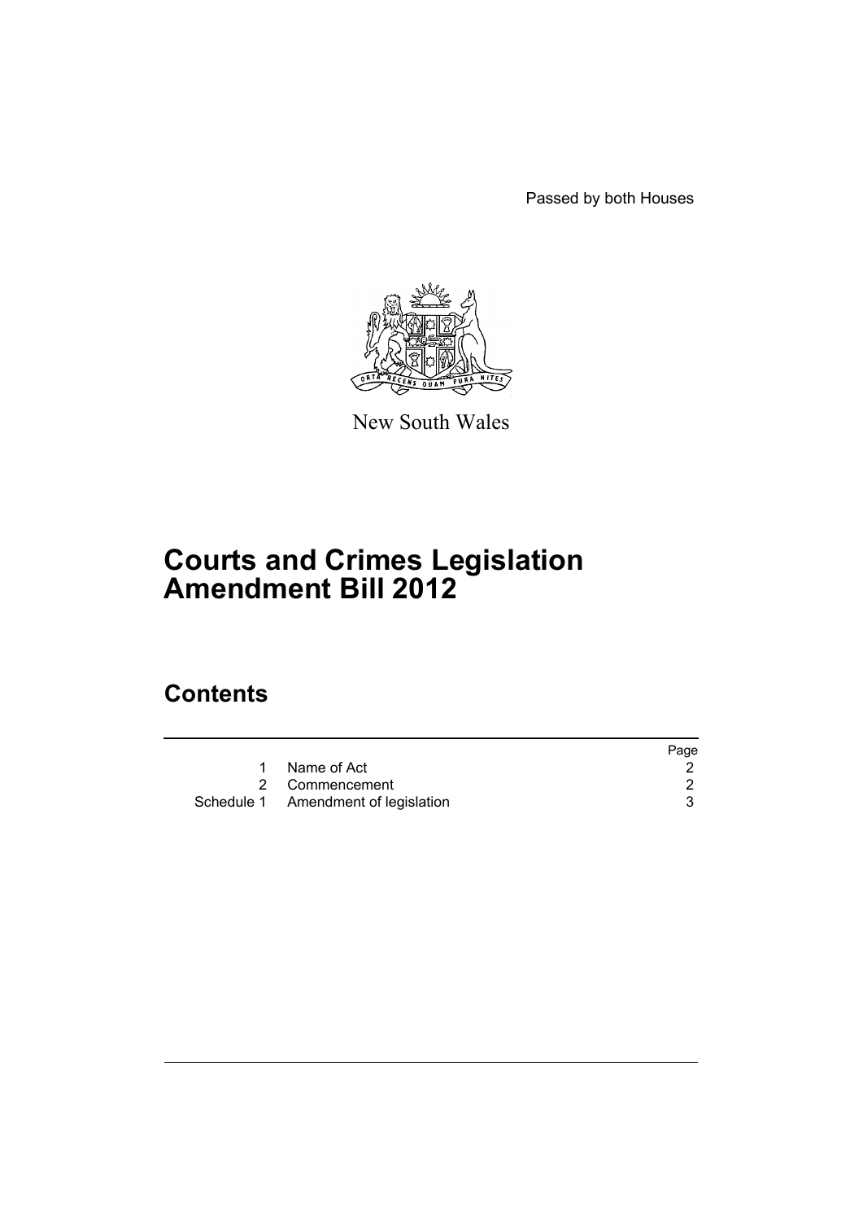Passed by both Houses

New South Wales

# Courts and Crimes Legislation Amendment Bill 2012

## Contents

| | | Page |
|---|---|---|
| 1 | Name of Act | 2 |
| 2 | Commencement | 2 |
| Schedule 1 | Amendment of legislation | 3 |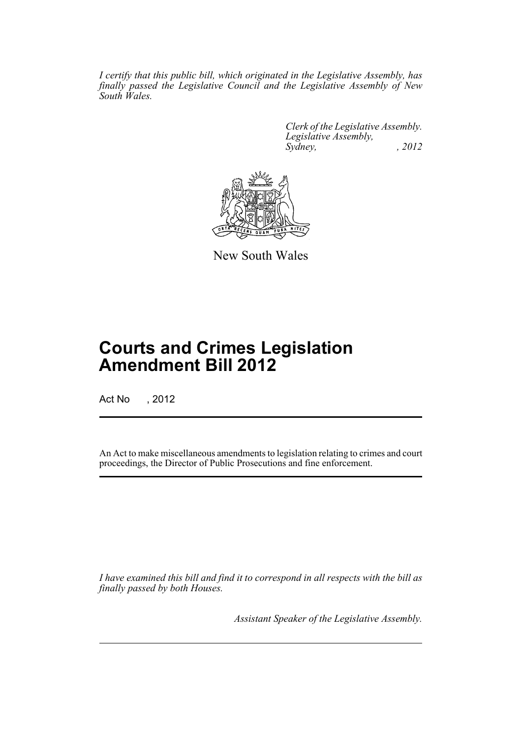*I certify that this public bill, which originated in the Legislative Assembly, has finally passed the Legislative Council and the Legislative Assembly of New South Wales.*

*Clerk of the Legislative Assembly.*
*Legislative Assembly,*
*Sydney, , 2012*

New South Wales

# Courts and Crimes Legislation Amendment Bill 2012

Act No , 2012

An Act to make miscellaneous amendments to legislation relating to crimes and court proceedings, the Director of Public Prosecutions and fine enforcement.

*I have examined this bill and find it to correspond in all respects with the bill as finally passed by both Houses.*

*Assistant Speaker of the Legislative Assembly.*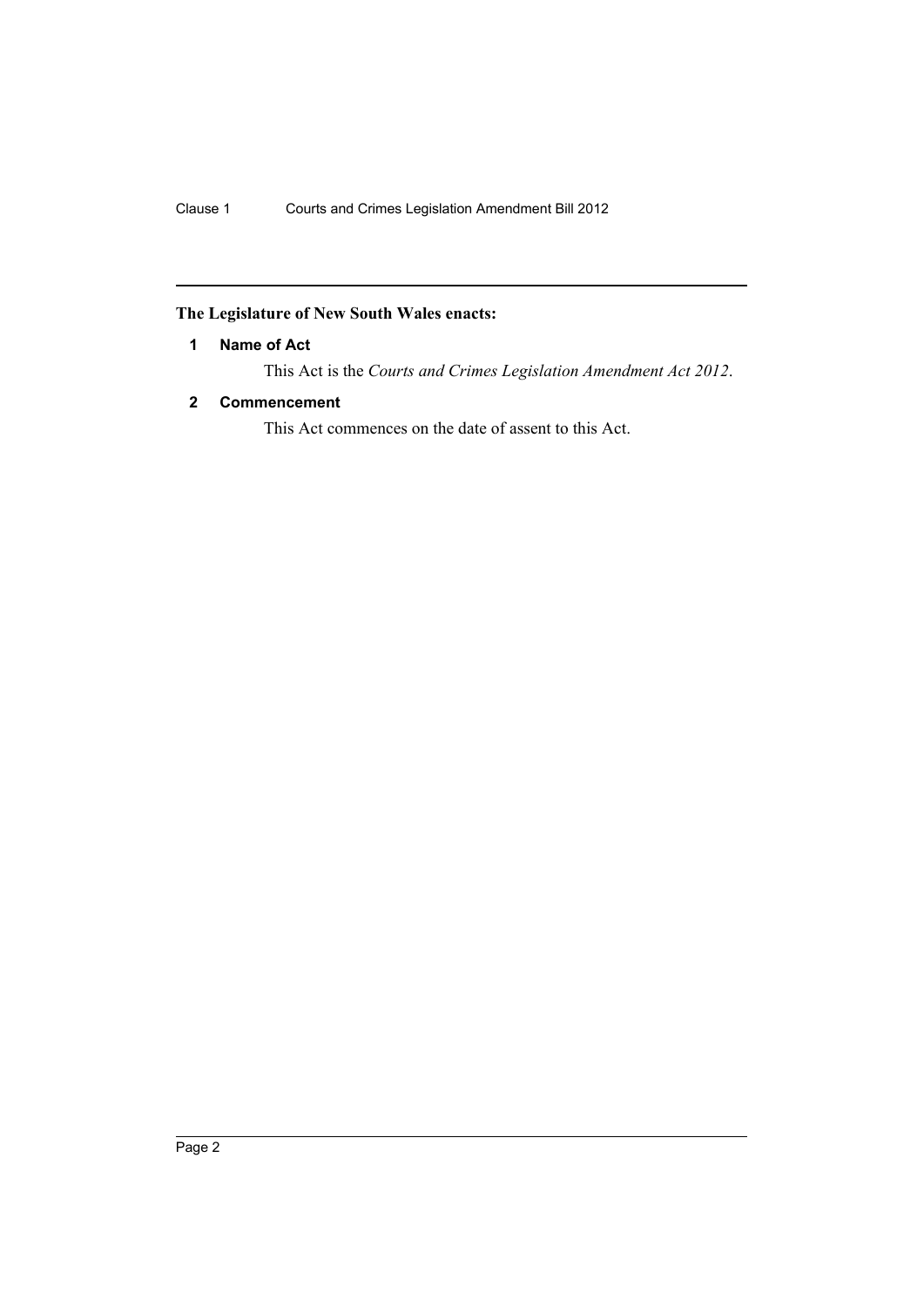**The Legislature of New South Wales enacts:**

### 1 Name of Act

This Act is the *Courts and Crimes Legislation Amendment Act 2012*.

### 2 Commencement

This Act commences on the date of assent to this Act.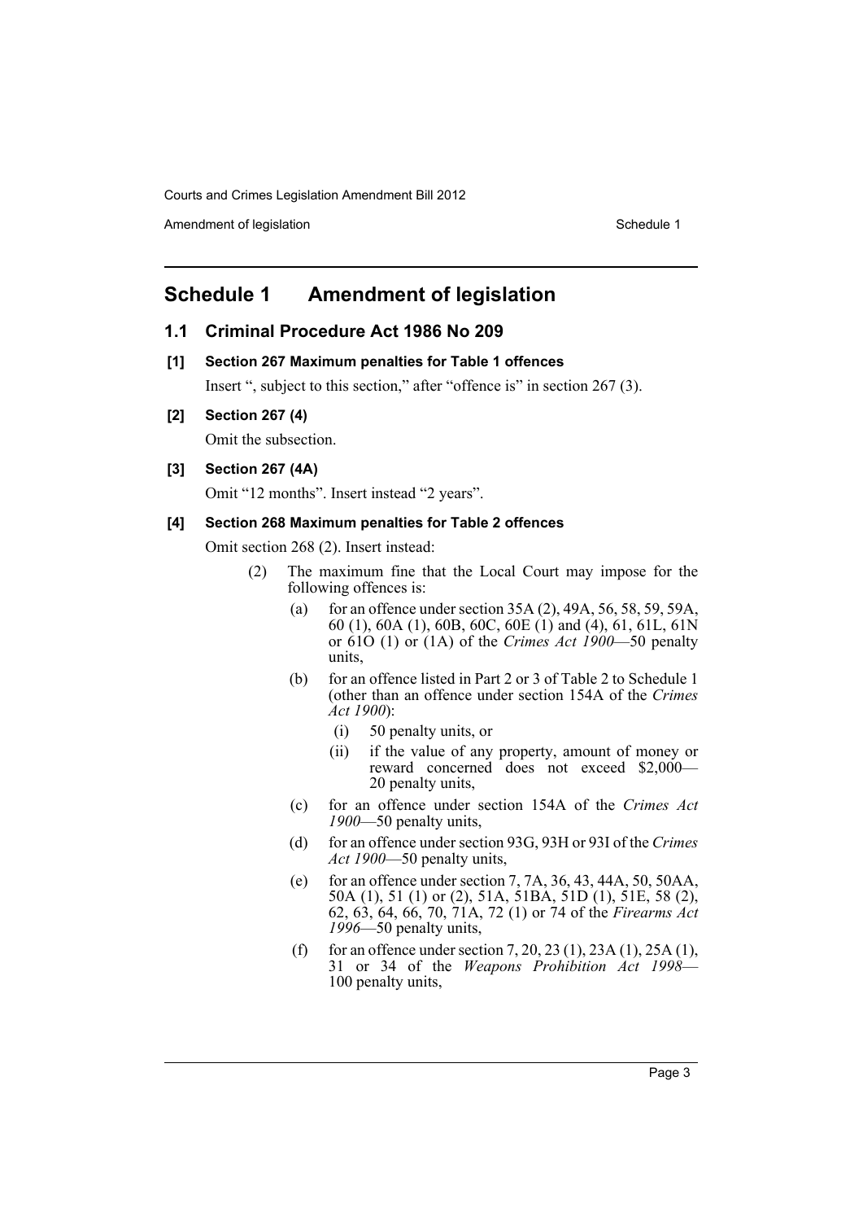## Schedule 1 Amendment of legislation

### 1.1 Criminal Procedure Act 1986 No 209

**[1] Section 267 Maximum penalties for Table 1 offences**

Insert ", subject to this section," after "offence is" in section 267 (3).

**[2] Section 267 (4)**

Omit the subsection.

**[3] Section 267 (4A)**

Omit "12 months". Insert instead "2 years".

**[4] Section 268 Maximum penalties for Table 2 offences**

Omit section 268 (2). Insert instead:

(2) The maximum fine that the Local Court may impose for the following offences is:

(a) for an offence under section 35A (2), 49A, 56, 58, 59, 59A, 60 (1), 60A (1), 60B, 60C, 60E (1) and (4), 61, 61L, 61N or 61O (1) or (1A) of the *Crimes Act 1900*—50 penalty units,

(b) for an offence listed in Part 2 or 3 of Table 2 to Schedule 1 (other than an offence under section 154A of the *Crimes Act 1900*):

(i) 50 penalty units, or

(ii) if the value of any property, amount of money or reward concerned does not exceed $2,000—20 penalty units,

(c) for an offence under section 154A of the *Crimes Act 1900*—50 penalty units,

(d) for an offence under section 93G, 93H or 93I of the *Crimes Act 1900*—50 penalty units,

(e) for an offence under section 7, 7A, 36, 43, 44A, 50, 50AA, 50A (1), 51 (1) or (2), 51A, 51BA, 51D (1), 51E, 58 (2), 62, 63, 64, 66, 70, 71A, 72 (1) or 74 of the *Firearms Act 1996*—50 penalty units,

(f) for an offence under section 7, 20, 23 (1), 23A (1), 25A (1), 31 or 34 of the *Weapons Prohibition Act 1998*—100 penalty units,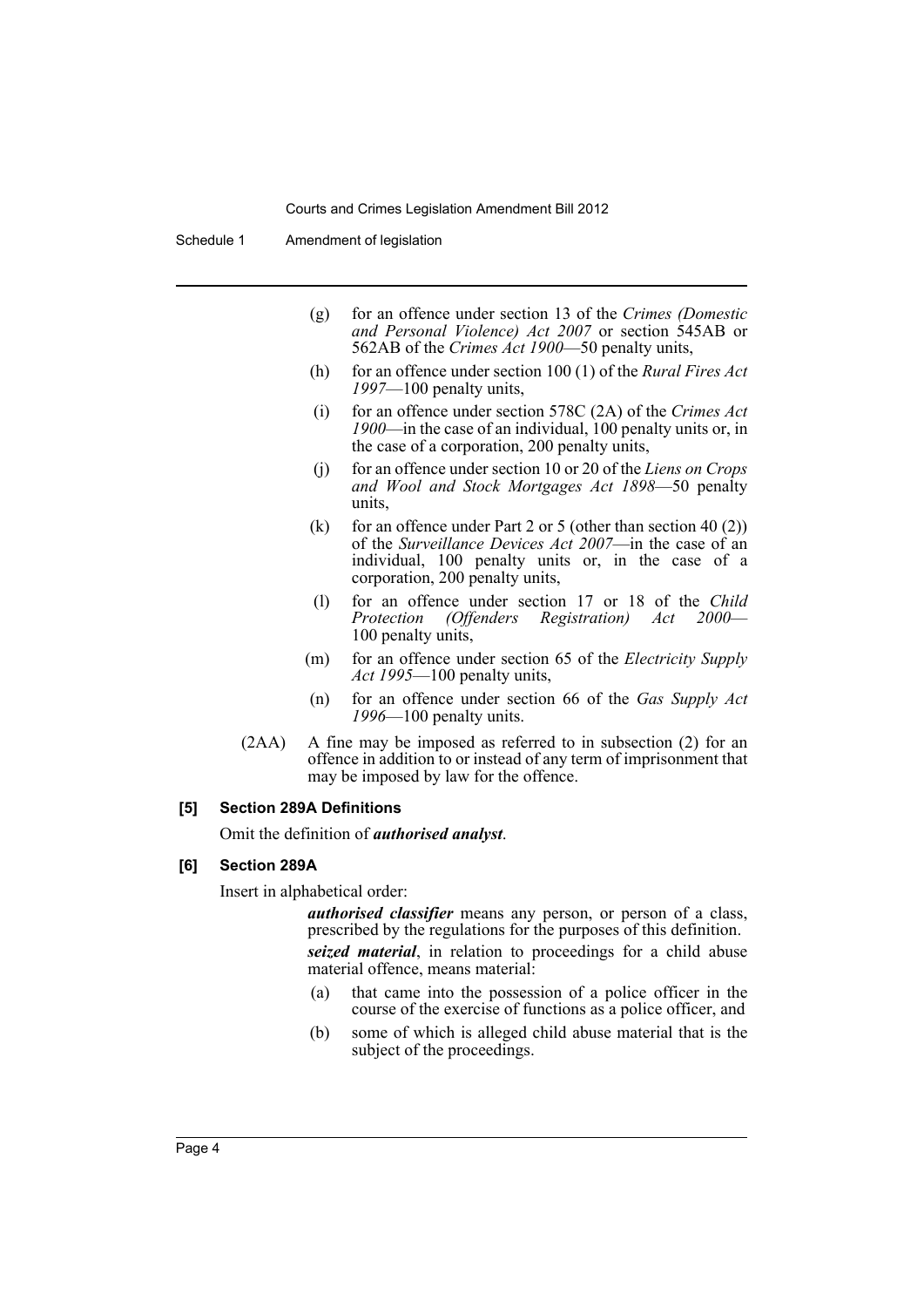(g) for an offence under section 13 of the *Crimes (Domestic and Personal Violence) Act 2007* or section 545AB or 562AB of the *Crimes Act 1900*—50 penalty units,

(h) for an offence under section 100 (1) of the *Rural Fires Act 1997*—100 penalty units,

(i) for an offence under section 578C (2A) of the *Crimes Act 1900*—in the case of an individual, 100 penalty units or, in the case of a corporation, 200 penalty units,

(j) for an offence under section 10 or 20 of the *Liens on Crops and Wool and Stock Mortgages Act 1898*—50 penalty units,

(k) for an offence under Part 2 or 5 (other than section 40 (2)) of the *Surveillance Devices Act 2007*—in the case of an individual, 100 penalty units or, in the case of a corporation, 200 penalty units,

(l) for an offence under section 17 or 18 of the *Child Protection (Offenders Registration) Act 2000*—100 penalty units,

(m) for an offence under section 65 of the *Electricity Supply Act 1995*—100 penalty units,

(n) for an offence under section 66 of the *Gas Supply Act 1996*—100 penalty units.

(2AA) A fine may be imposed as referred to in subsection (2) for an offence in addition to or instead of any term of imprisonment that may be imposed by law for the offence.

**[5] Section 289A Definitions**

Omit the definition of ***authorised analyst***.

**[6] Section 289A**

Insert in alphabetical order:

***authorised classifier*** means any person, or person of a class, prescribed by the regulations for the purposes of this definition.

***seized material***, in relation to proceedings for a child abuse material offence, means material:

(a) that came into the possession of a police officer in the course of the exercise of functions as a police officer, and

(b) some of which is alleged child abuse material that is the subject of the proceedings.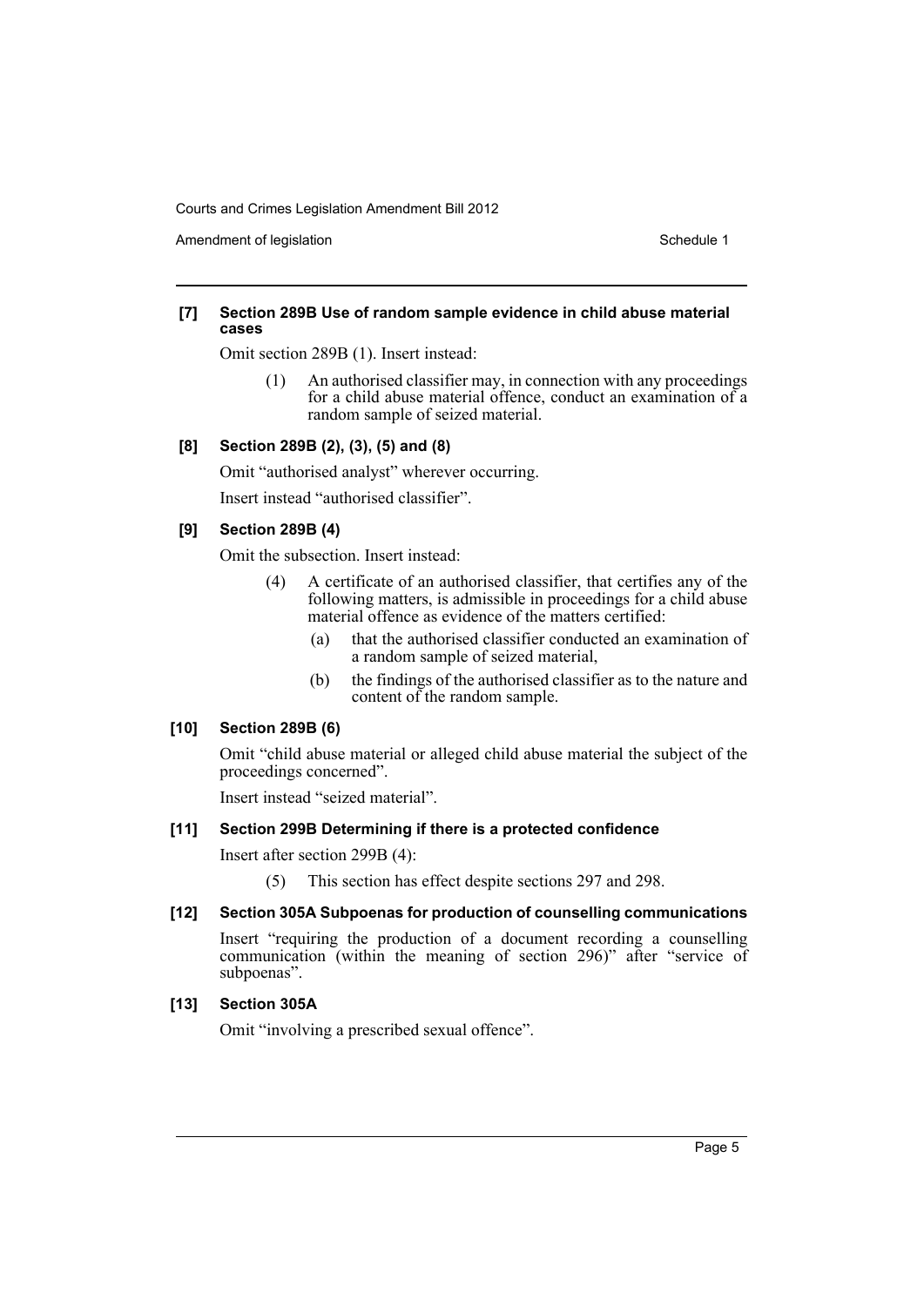#### [7] Section 289B Use of random sample evidence in child abuse material cases

Omit section 289B (1). Insert instead:

> (1) An authorised classifier may, in connection with any proceedings for a child abuse material offence, conduct an examination of a random sample of seized material.

#### [8] Section 289B (2), (3), (5) and (8)

Omit "authorised analyst" wherever occurring.

Insert instead "authorised classifier".

#### [9] Section 289B (4)

Omit the subsection. Insert instead:

> (4) A certificate of an authorised classifier, that certifies any of the following matters, is admissible in proceedings for a child abuse material offence as evidence of the matters certified:
>
> (a) that the authorised classifier conducted an examination of a random sample of seized material,
>
> (b) the findings of the authorised classifier as to the nature and content of the random sample.

#### [10] Section 289B (6)

Omit "child abuse material or alleged child abuse material the subject of the proceedings concerned".

Insert instead "seized material".

#### [11] Section 299B Determining if there is a protected confidence

Insert after section 299B (4):

> (5) This section has effect despite sections 297 and 298.

#### [12] Section 305A Subpoenas for production of counselling communications

Insert "requiring the production of a document recording a counselling communication (within the meaning of section 296)" after "service of subpoenas".

#### [13] Section 305A

Omit "involving a prescribed sexual offence".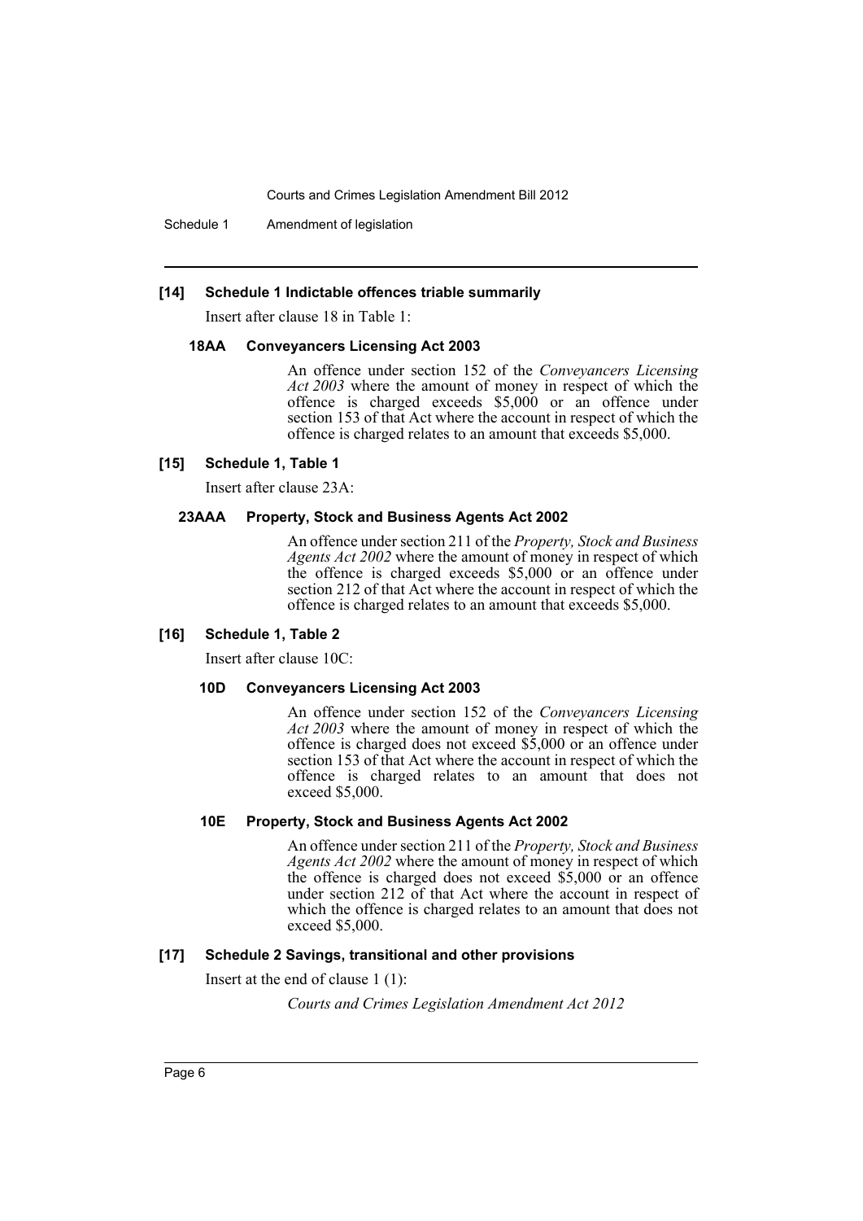#### [14] Schedule 1 Indictable offences triable summarily

Insert after clause 18 in Table 1:

##### 18AA Conveyancers Licensing Act 2003

An offence under section 152 of the *Conveyancers Licensing Act 2003* where the amount of money in respect of which the offence is charged exceeds $5,000 or an offence under section 153 of that Act where the account in respect of which the offence is charged relates to an amount that exceeds $5,000.

#### [15] Schedule 1, Table 1

Insert after clause 23A:

##### 23AAA Property, Stock and Business Agents Act 2002

An offence under section 211 of the *Property, Stock and Business Agents Act 2002* where the amount of money in respect of which the offence is charged exceeds $5,000 or an offence under section 212 of that Act where the account in respect of which the offence is charged relates to an amount that exceeds $5,000.

#### [16] Schedule 1, Table 2

Insert after clause 10C:

##### 10D Conveyancers Licensing Act 2003

An offence under section 152 of the *Conveyancers Licensing Act 2003* where the amount of money in respect of which the offence is charged does not exceed $5,000 or an offence under section 153 of that Act where the account in respect of which the offence is charged relates to an amount that does not exceed $5,000.

##### 10E Property, Stock and Business Agents Act 2002

An offence under section 211 of the *Property, Stock and Business Agents Act 2002* where the amount of money in respect of which the offence is charged does not exceed $5,000 or an offence under section 212 of that Act where the account in respect of which the offence is charged relates to an amount that does not exceed $5,000.

#### [17] Schedule 2 Savings, transitional and other provisions

Insert at the end of clause 1 (1):

*Courts and Crimes Legislation Amendment Act 2012*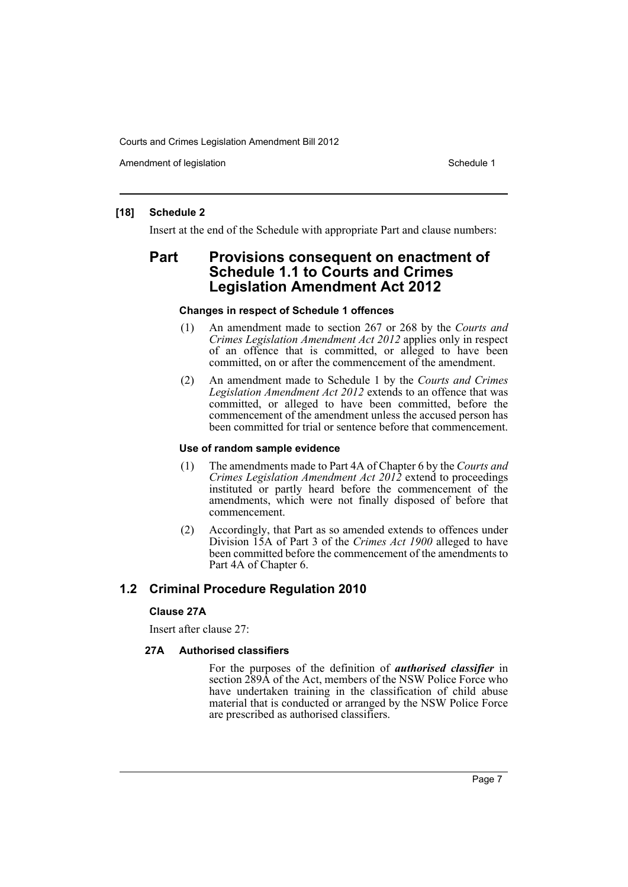**[18] Schedule 2**

Insert at the end of the Schedule with appropriate Part and clause numbers:

## Part Provisions consequent on enactment of Schedule 1.1 to Courts and Crimes Legislation Amendment Act 2012

#### Changes in respect of Schedule 1 offences

(1) An amendment made to section 267 or 268 by the *Courts and Crimes Legislation Amendment Act 2012* applies only in respect of an offence that is committed, or alleged to have been committed, on or after the commencement of the amendment.

(2) An amendment made to Schedule 1 by the *Courts and Crimes Legislation Amendment Act 2012* extends to an offence that was committed, or alleged to have been committed, before the commencement of the amendment unless the accused person has been committed for trial or sentence before that commencement.

#### Use of random sample evidence

(1) The amendments made to Part 4A of Chapter 6 by the *Courts and Crimes Legislation Amendment Act 2012* extend to proceedings instituted or partly heard before the commencement of the amendments, which were not finally disposed of before that commencement.

(2) Accordingly, that Part as so amended extends to offences under Division 15A of Part 3 of the *Crimes Act 1900* alleged to have been committed before the commencement of the amendments to Part 4A of Chapter 6.

## 1.2 Criminal Procedure Regulation 2010

#### Clause 27A

Insert after clause 27:

#### 27A Authorised classifiers

For the purposes of the definition of ***authorised classifier*** in section 289A of the Act, members of the NSW Police Force who have undertaken training in the classification of child abuse material that is conducted or arranged by the NSW Police Force are prescribed as authorised classifiers.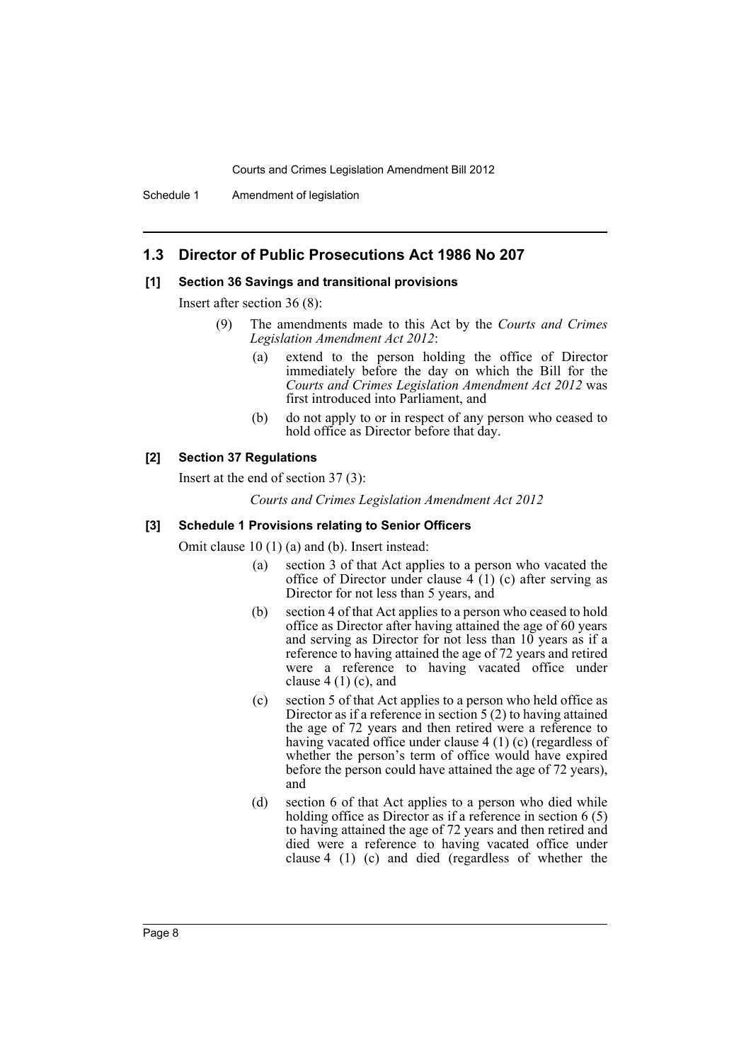## 1.3 Director of Public Prosecutions Act 1986 No 207

### [1] Section 36 Savings and transitional provisions

Insert after section 36 (8):

> (9) The amendments made to this Act by the *Courts and Crimes Legislation Amendment Act 2012*:
>
> (a) extend to the person holding the office of Director immediately before the day on which the Bill for the *Courts and Crimes Legislation Amendment Act 2012* was first introduced into Parliament, and
>
> (b) do not apply to or in respect of any person who ceased to hold office as Director before that day.

### [2] Section 37 Regulations

Insert at the end of section 37 (3):

> *Courts and Crimes Legislation Amendment Act 2012*

### [3] Schedule 1 Provisions relating to Senior Officers

Omit clause 10 (1) (a) and (b). Insert instead:

> (a) section 3 of that Act applies to a person who vacated the office of Director under clause 4 (1) (c) after serving as Director for not less than 5 years, and
>
> (b) section 4 of that Act applies to a person who ceased to hold office as Director after having attained the age of 60 years and serving as Director for not less than 10 years as if a reference to having attained the age of 72 years and retired were a reference to having vacated office under clause 4 (1) (c), and
>
> (c) section 5 of that Act applies to a person who held office as Director as if a reference in section 5 (2) to having attained the age of 72 years and then retired were a reference to having vacated office under clause 4 (1) (c) (regardless of whether the person's term of office would have expired before the person could have attained the age of 72 years), and
>
> (d) section 6 of that Act applies to a person who died while holding office as Director as if a reference in section 6 (5) to having attained the age of 72 years and then retired and died were a reference to having vacated office under clause 4 (1) (c) and died (regardless of whether the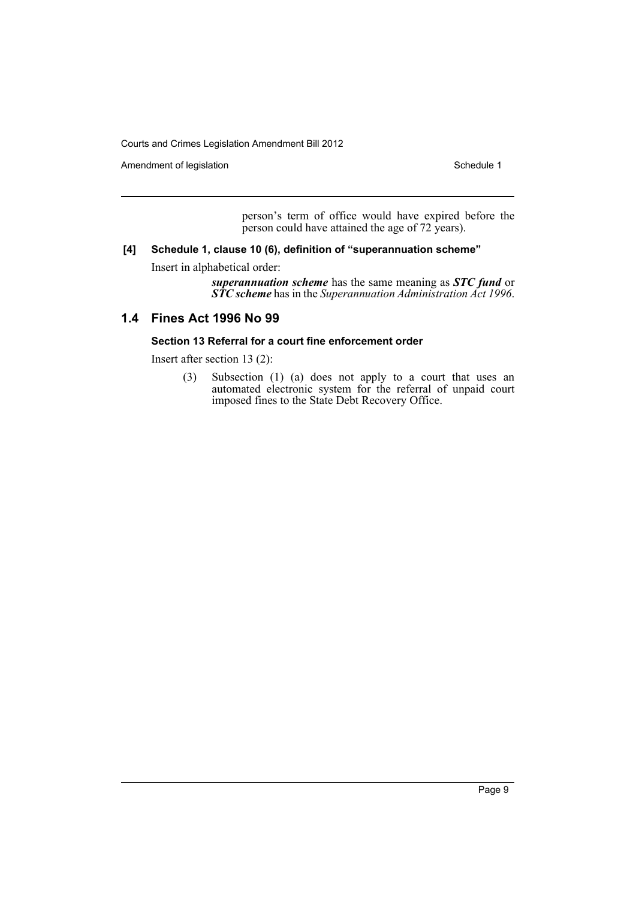person's term of office would have expired before the person could have attained the age of 72 years).

#### [4] Schedule 1, clause 10 (6), definition of "superannuation scheme"

Insert in alphabetical order:

> ***superannuation scheme*** has the same meaning as ***STC fund*** or ***STC scheme*** has in the *Superannuation Administration Act 1996*.

## 1.4 Fines Act 1996 No 99

#### Section 13 Referral for a court fine enforcement order

Insert after section 13 (2):

> (3) Subsection (1) (a) does not apply to a court that uses an automated electronic system for the referral of unpaid court imposed fines to the State Debt Recovery Office.